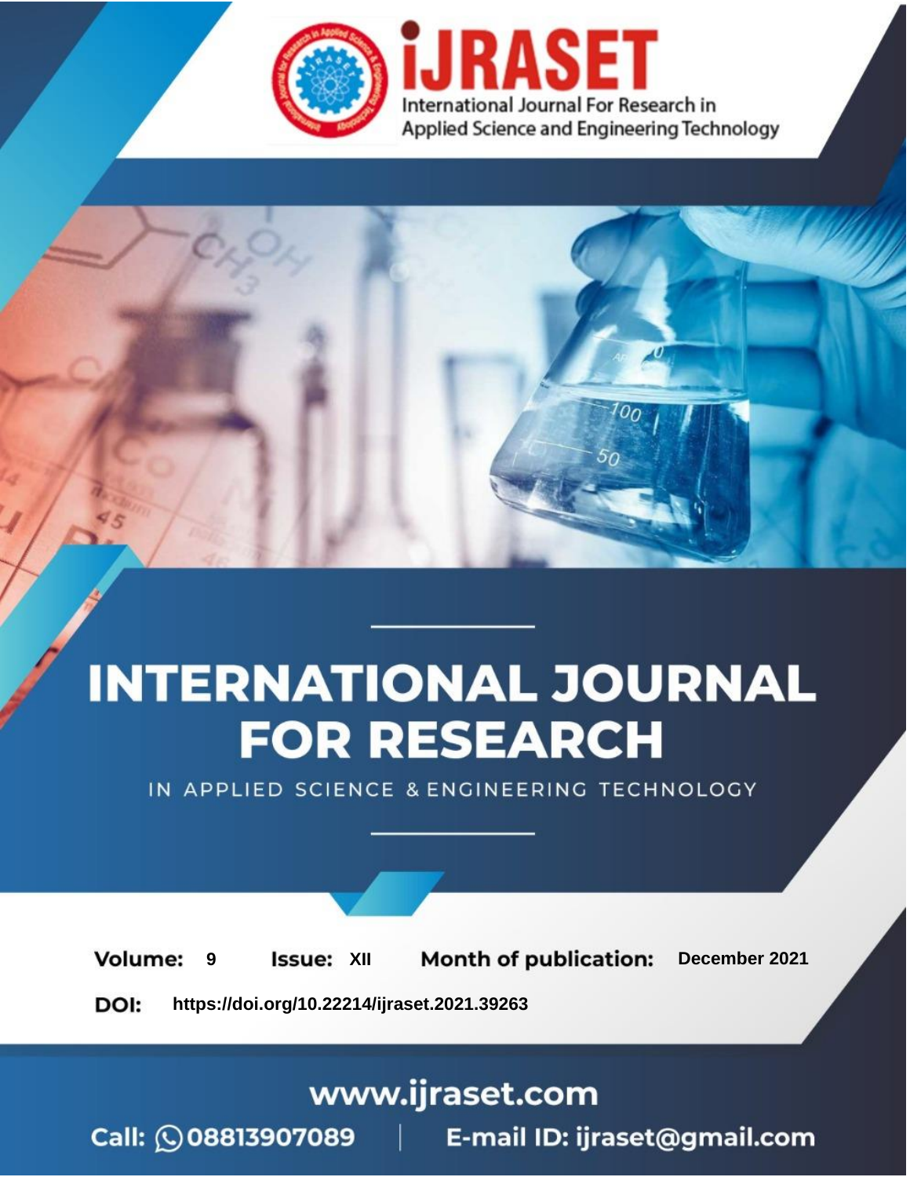# INTERNATIONAL JOURNAL FOR RESEARCH

IN APPLIED SCIENCE & ENGINEERING TECHNOLOGY

**Volume:** 9 **Issue:** XII **Month of publication:** December 2021

**DOI:** https://doi.org/10.22214/ijraset.2021.39263

www.ijraset.com

Call: 08813907089 | E-mail ID: ijraset@gmail.com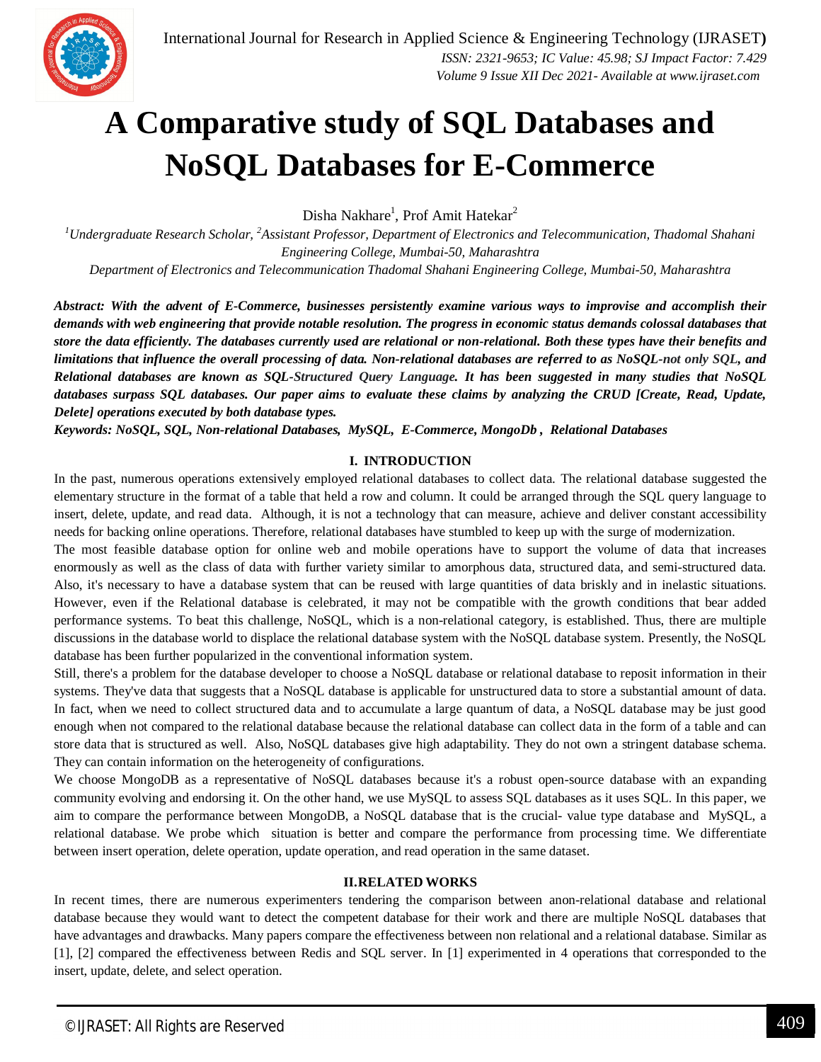# A Comparative study of SQL Databases and NoSQL Databases for E-Commerce

Disha Nakhare[1], Prof Amit Hatekar[2]

[1]*Undergraduate Research Scholar,* [2]*Assistant Professor, Department of Electronics and Telecommunication, Thadomal Shahani Engineering College, Mumbai-50, Maharashtra*

*Department of Electronics and Telecommunication Thadomal Shahani Engineering College, Mumbai-50, Maharashtra*

***Abstract:** With the advent of E-Commerce, businesses persistently examine various ways to improvise and accomplish their demands with web engineering that provide notable resolution. The progress in economic status demands colossal databases that store the data efficiently. The databases currently used are relational or non-relational. Both these types have their benefits and limitations that influence the overall processing of data. Non-relational databases are referred to as NoSQL-not only SQL, and Relational databases are known as SQL-Structured Query Language. It has been suggested in many studies that NoSQL databases surpass SQL databases. Our paper aims to evaluate these claims by analyzing the CRUD [Create, Read, Update, Delete] operations executed by both database types.*

***Keywords:** NoSQL, SQL, Non-relational Databases, MySQL, E-Commerce, MongoDb , Relational Databases*

## I. INTRODUCTION

In the past, numerous operations extensively employed relational databases to collect data. The relational database suggested the elementary structure in the format of a table that held a row and column. It could be arranged through the SQL query language to insert, delete, update, and read data. Although, it is not a technology that can measure, achieve and deliver constant accessibility needs for backing online operations. Therefore, relational databases have stumbled to keep up with the surge of modernization.

The most feasible database option for online web and mobile operations have to support the volume of data that increases enormously as well as the class of data with further variety similar to amorphous data, structured data, and semi-structured data. Also, it's necessary to have a database system that can be reused with large quantities of data briskly and in inelastic situations. However, even if the Relational database is celebrated, it may not be compatible with the growth conditions that bear added performance systems. To beat this challenge, NoSQL, which is a non-relational category, is established. Thus, there are multiple discussions in the database world to displace the relational database system with the NoSQL database system. Presently, the NoSQL database has been further popularized in the conventional information system.

Still, there's a problem for the database developer to choose a NoSQL database or relational database to reposit information in their systems. They've data that suggests that a NoSQL database is applicable for unstructured data to store a substantial amount of data. In fact, when we need to collect structured data and to accumulate a large quantum of data, a NoSQL database may be just good enough when not compared to the relational database because the relational database can collect data in the form of a table and can store data that is structured as well. Also, NoSQL databases give high adaptability. They do not own a stringent database schema. They can contain information on the heterogeneity of configurations.

We choose MongoDB as a representative of NoSQL databases because it's a robust open-source database with an expanding community evolving and endorsing it. On the other hand, we use MySQL to assess SQL databases as it uses SQL. In this paper, we aim to compare the performance between MongoDB, a NoSQL database that is the crucial- value type database and MySQL, a relational database. We probe which situation is better and compare the performance from processing time. We differentiate between insert operation, delete operation, update operation, and read operation in the same dataset.

## II.RELATED WORKS

In recent times, there are numerous experimenters tendering the comparison between anon-relational database and relational database because they would want to detect the competent database for their work and there are multiple NoSQL databases that have advantages and drawbacks. Many papers compare the effectiveness between non relational and a relational database. Similar as [1], [2] compared the effectiveness between Redis and SQL server. In [1] experimented in 4 operations that corresponded to the insert, update, delete, and select operation.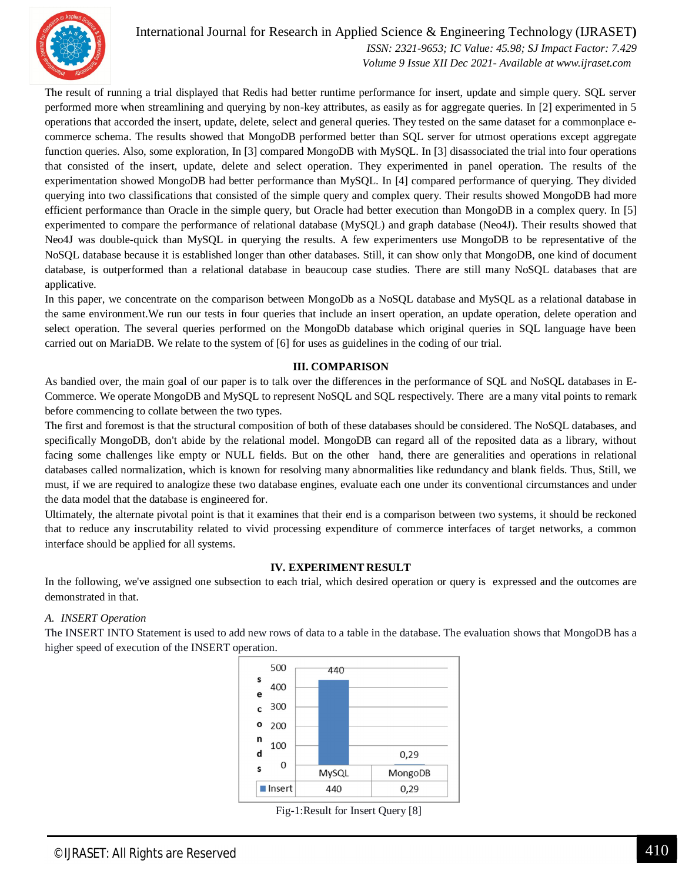The result of running a trial displayed that Redis had better runtime performance for insert, update and simple query. SQL server performed more when streamlining and querying by non-key attributes, as easily as for aggregate queries. In [2] experimented in 5 operations that accorded the insert, update, delete, select and general queries. They tested on the same dataset for a commonplace e-commerce schema. The results showed that MongoDB performed better than SQL server for utmost operations except aggregate function queries. Also, some exploration, In [3] compared MongoDB with MySQL. In [3] disassociated the trial into four operations that consisted of the insert, update, delete and select operation. They experimented in panel operation. The results of the experimentation showed MongoDB had better performance than MySQL. In [4] compared performance of querying. They divided querying into two classifications that consisted of the simple query and complex query. Their results showed MongoDB had more efficient performance than Oracle in the simple query, but Oracle had better execution than MongoDB in a complex query. In [5] experimented to compare the performance of relational database (MySQL) and graph database (Neo4J). Their results showed that Neo4J was double-quick than MySQL in querying the results. A few experimenters use MongoDB to be representative of the NoSQL database because it is established longer than other databases. Still, it can show only that MongoDB, one kind of document database, is outperformed than a relational database in beaucoup case studies. There are still many NoSQL databases that are applicative.

In this paper, we concentrate on the comparison between MongoDb as a NoSQL database and MySQL as a relational database in the same environment.We run our tests in four queries that include an insert operation, an update operation, delete operation and select operation. The several queries performed on the MongoDb database which original queries in SQL language have been carried out on MariaDB. We relate to the system of [6] for uses as guidelines in the coding of our trial.

## III. COMPARISON

As bandied over, the main goal of our paper is to talk over the differences in the performance of SQL and NoSQL databases in E-Commerce. We operate MongoDB and MySQL to represent NoSQL and SQL respectively. There are a many vital points to remark before commencing to collate between the two types.

The first and foremost is that the structural composition of both of these databases should be considered. The NoSQL databases, and specifically MongoDB, don't abide by the relational model. MongoDB can regard all of the reposited data as a library, without facing some challenges like empty or NULL fields. But on the other hand, there are generalities and operations in relational databases called normalization, which is known for resolving many abnormalities like redundancy and blank fields. Thus, Still, we must, if we are required to analogize these two database engines, evaluate each one under its conventional circumstances and under the data model that the database is engineered for.

Ultimately, the alternate pivotal point is that it examines that their end is a comparison between two systems, it should be reckoned that to reduce any inscrutability related to vivid processing expenditure of commerce interfaces of target networks, a common interface should be applied for all systems.

## IV. EXPERIMENT RESULT

In the following, we've assigned one subsection to each trial, which desired operation or query is expressed and the outcomes are demonstrated in that.

### *A. INSERT Operation*

The INSERT INTO Statement is used to add new rows of data to a table in the database. The evaluation shows that MongoDB has a higher speed of execution of the INSERT operation.

| | MySQL | MongoDB |
|---|---|---|
| Insert | 440 | 0,29 |

Fig-1:Result for Insert Query [8]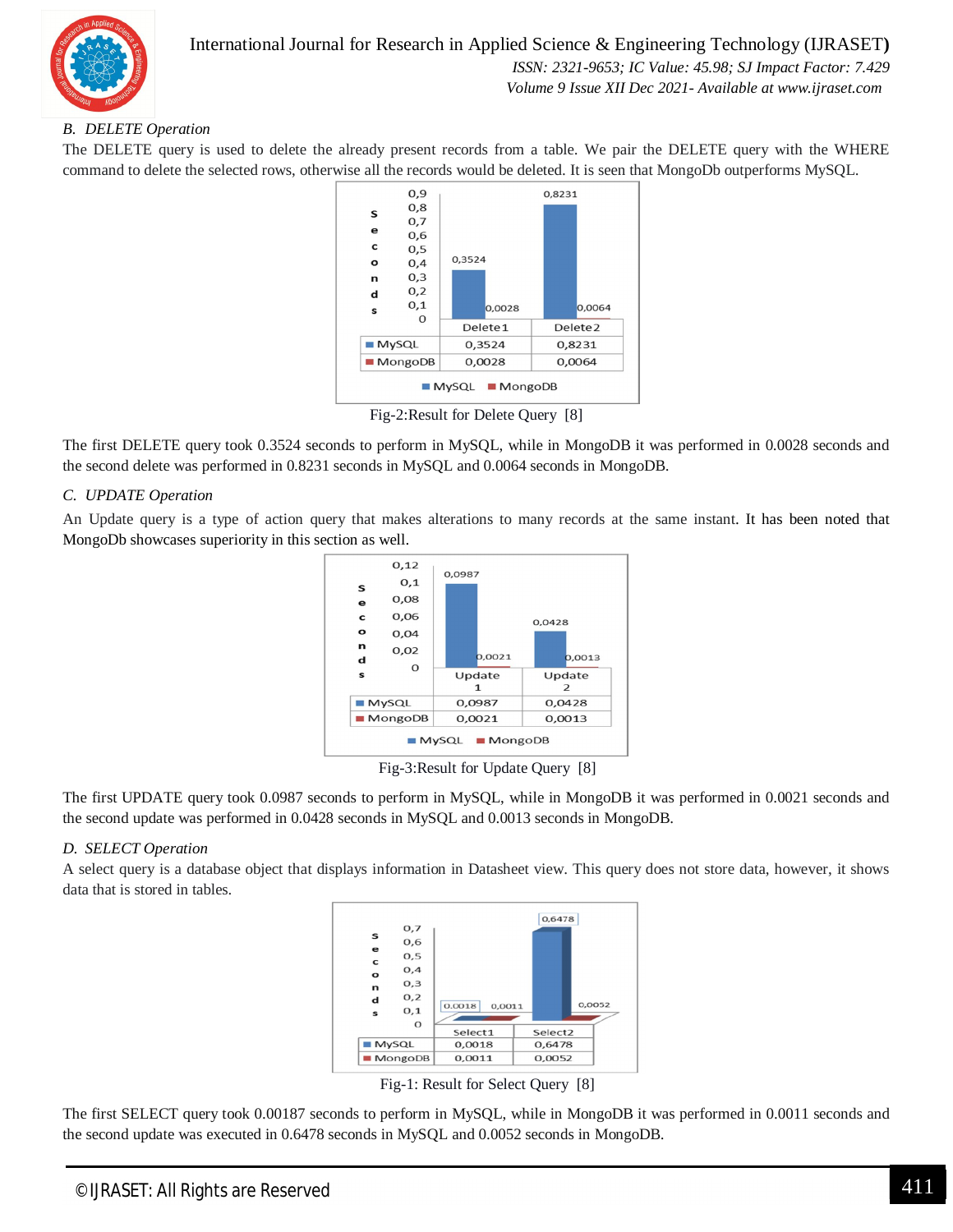### B. DELETE Operation

The DELETE query is used to delete the already present records from a table. We pair the DELETE query with the WHERE command to delete the selected rows, otherwise all the records would be deleted. It is seen that MongoDb outperforms MySQL.

| | Delete1 | Delete2 |
|---|---|---|
| MySQL | 0,3524 | 0,8231 |
| MongoDB | 0,0028 | 0,0064 |

Fig-2:Result for Delete Query [8]

The first DELETE query took 0.3524 seconds to perform in MySQL, while in MongoDB it was performed in 0.0028 seconds and the second delete was performed in 0.8231 seconds in MySQL and 0.0064 seconds in MongoDB.

### C. UPDATE Operation

An Update query is a type of action query that makes alterations to many records at the same instant. It has been noted that MongoDb showcases superiority in this section as well.

| | Update 1 | Update 2 |
|---|---|---|
| MySQL | 0,0987 | 0,0428 |
| MongoDB | 0,0021 | 0,0013 |

Fig-3:Result for Update Query [8]

The first UPDATE query took 0.0987 seconds to perform in MySQL, while in MongoDB it was performed in 0.0021 seconds and the second update was performed in 0.0428 seconds in MySQL and 0.0013 seconds in MongoDB.

### D. SELECT Operation

A select query is a database object that displays information in Datasheet view. This query does not store data, however, it shows data that is stored in tables.

| | Select1 | Select2 |
|---|---|---|
| MySQL | 0,0018 | 0,6478 |
| MongoDB | 0,0011 | 0,0052 |

Fig-1: Result for Select Query [8]

The first SELECT query took 0.00187 seconds to perform in MySQL, while in MongoDB it was performed in 0.0011 seconds and the second update was executed in 0.6478 seconds in MySQL and 0.0052 seconds in MongoDB.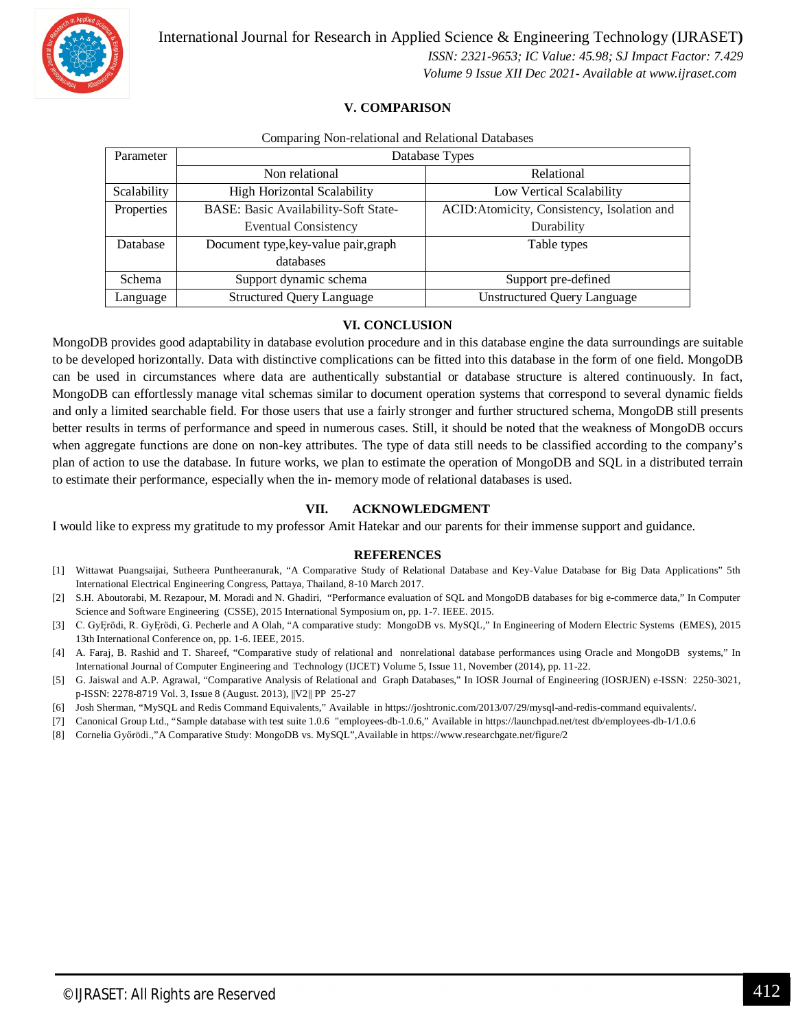## V. COMPARISON

Comparing Non-relational and Relational Databases

| Parameter | Database Types | |
|---|---|---|
| | Non relational | Relational |
| Scalability | High Horizontal Scalability | Low Vertical Scalability |
| Properties | BASE: Basic Availability-Soft State-Eventual Consistency | ACID:Atomicity, Consistency, Isolation and Durability |
| Database | Document type,key-value pair,graph databases | Table types |
| Schema | Support dynamic schema | Support pre-defined |
| Language | Structured Query Language | Unstructured Query Language |

## VI. CONCLUSION

MongoDB provides good adaptability in database evolution procedure and in this database engine the data surroundings are suitable to be developed horizontally. Data with distinctive complications can be fitted into this database in the form of one field. MongoDB can be used in circumstances where data are authentically substantial or database structure is altered continuously. In fact, MongoDB can effortlessly manage vital schemas similar to document operation systems that correspond to several dynamic fields and only a limited searchable field. For those users that use a fairly stronger and further structured schema, MongoDB still presents better results in terms of performance and speed in numerous cases. Still, it should be noted that the weakness of MongoDB occurs when aggregate functions are done on non-key attributes. The type of data still needs to be classified according to the company's plan of action to use the database. In future works, we plan to estimate the operation of MongoDB and SQL in a distributed terrain to estimate their performance, especially when the in- memory mode of relational databases is used.

## VII. ACKNOWLEDGMENT

I would like to express my gratitude to my professor Amit Hatekar and our parents for their immense support and guidance.

## REFERENCES

[1] Wittawat Puangsaijai, Sutheera Puntheeranurak, "A Comparative Study of Relational Database and Key-Value Database for Big Data Applications" 5th International Electrical Engineering Congress, Pattaya, Thailand, 8-10 March 2017.

[2] S.H. Aboutorabi, M. Rezapour, M. Moradi and N. Ghadiri, "Performance evaluation of SQL and MongoDB databases for big e-commerce data," In Computer Science and Software Engineering (CSSE), 2015 International Symposium on, pp. 1-7. IEEE. 2015.

[3] C. GyĘrödi, R. GyĘrödi, G. Pecherle and A Olah, "A comparative study: MongoDB vs. MySQL," In Engineering of Modern Electric Systems (EMES), 2015 13th International Conference on, pp. 1-6. IEEE, 2015.

[4] A. Faraj, B. Rashid and T. Shareef, "Comparative study of relational and nonrelational database performances using Oracle and MongoDB systems," In International Journal of Computer Engineering and Technology (IJCET) Volume 5, Issue 11, November (2014), pp. 11-22.

[5] G. Jaiswal and A.P. Agrawal, "Comparative Analysis of Relational and Graph Databases," In IOSR Journal of Engineering (IOSRJEN) e-ISSN: 2250-3021, p-ISSN: 2278-8719 Vol. 3, Issue 8 (August. 2013), ||V2|| PP 25-27

[6] Josh Sherman, "MySQL and Redis Command Equivalents," Available in https://joshtronic.com/2013/07/29/mysql-and-redis-command equivalents/.

[7] Canonical Group Ltd., "Sample database with test suite 1.0.6 "employees-db-1.0.6," Available in https://launchpad.net/test db/employees-db-1/1.0.6

[8] Cornelia Győrödi.,"A Comparative Study: MongoDB vs. MySQL",Available in https://www.researchgate.net/figure/2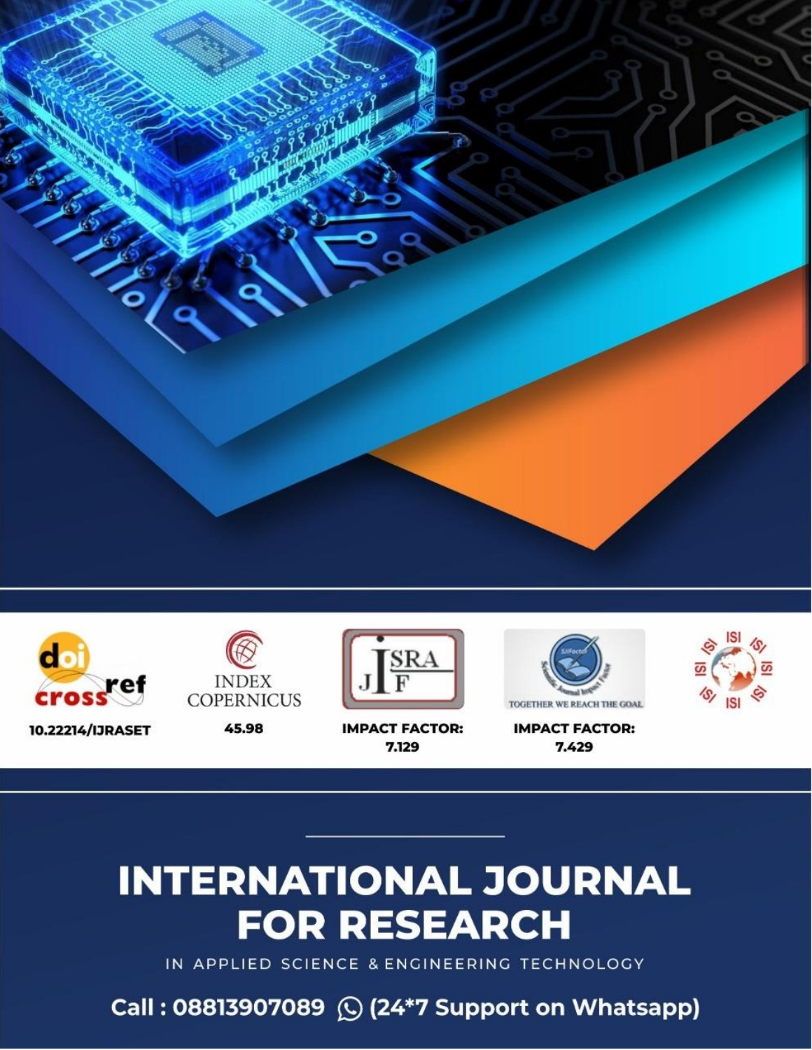10.22214/IJRASET

INDEX COPERNICUS

45.98

IMPACT FACTOR: 7.129

IMPACT FACTOR: 7.429

# INTERNATIONAL JOURNAL FOR RESEARCH

IN APPLIED SCIENCE & ENGINEERING TECHNOLOGY

Call : 08813907089 (24*7 Support on Whatsapp)